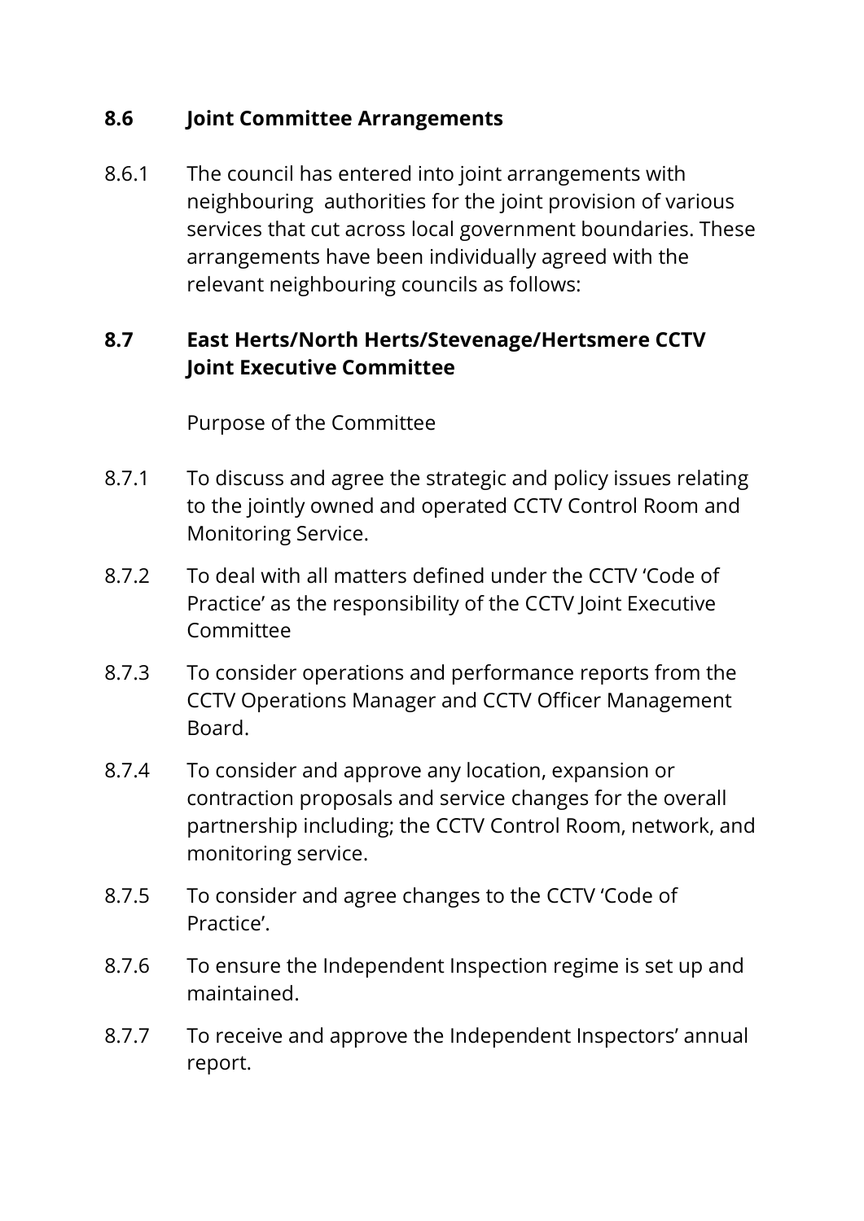## 8.6 Joint Committee Arrangements

8.6.1 The council has entered into joint arrangements with neighbouring authorities for the joint provision of various services that cut across local government boundaries. These arrangements have been individually agreed with the relevant neighbouring councils as follows:

## 8.7 East Herts/North Herts/Stevenage/Hertsmere CCTV Joint Executive Committee

Purpose of the Committee

8.7.1 To discuss and agree the strategic and policy issues relating to the jointly owned and operated CCTV Control Room and Monitoring Service.

8.7.2 To deal with all matters defined under the CCTV 'Code of Practice' as the responsibility of the CCTV Joint Executive Committee

8.7.3 To consider operations and performance reports from the CCTV Operations Manager and CCTV Officer Management Board.

8.7.4 To consider and approve any location, expansion or contraction proposals and service changes for the overall partnership including; the CCTV Control Room, network, and monitoring service.

8.7.5 To consider and agree changes to the CCTV 'Code of Practice'.

8.7.6 To ensure the Independent Inspection regime is set up and maintained.

8.7.7 To receive and approve the Independent Inspectors' annual report.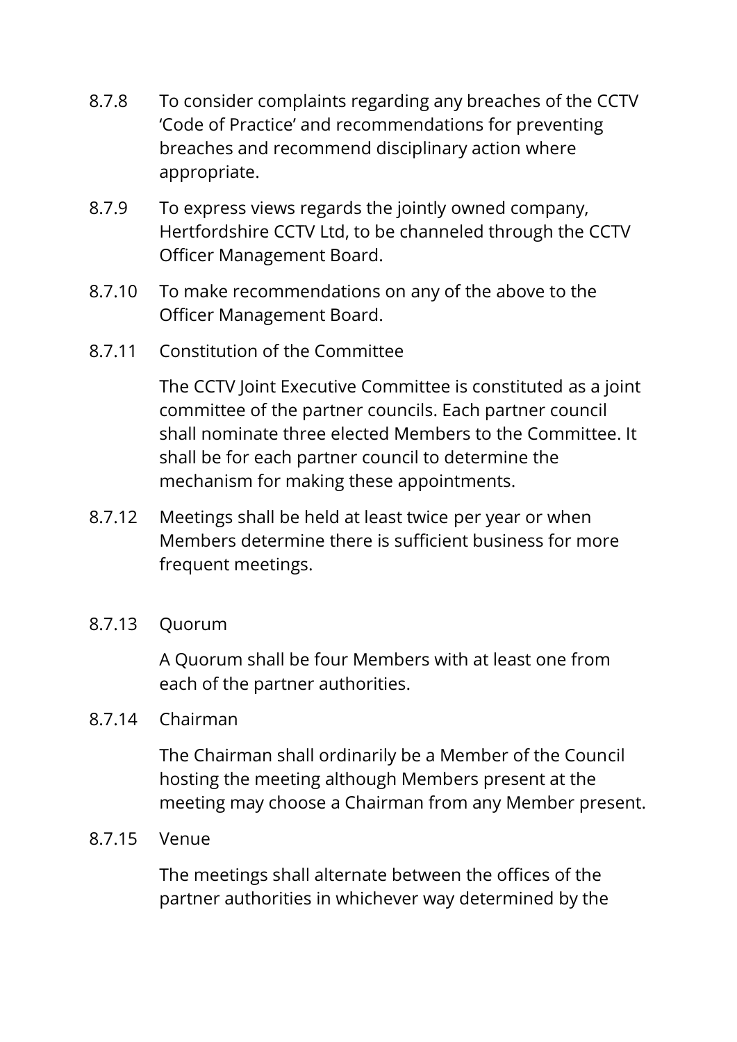8.7.8 To consider complaints regarding any breaches of the CCTV 'Code of Practice' and recommendations for preventing breaches and recommend disciplinary action where appropriate.

8.7.9 To express views regards the jointly owned company, Hertfordshire CCTV Ltd, to be channeled through the CCTV Officer Management Board.

8.7.10 To make recommendations on any of the above to the Officer Management Board.

8.7.11 Constitution of the Committee

The CCTV Joint Executive Committee is constituted as a joint committee of the partner councils. Each partner council shall nominate three elected Members to the Committee. It shall be for each partner council to determine the mechanism for making these appointments.

8.7.12 Meetings shall be held at least twice per year or when Members determine there is sufficient business for more frequent meetings.

8.7.13 Quorum

A Quorum shall be four Members with at least one from each of the partner authorities.

8.7.14 Chairman

The Chairman shall ordinarily be a Member of the Council hosting the meeting although Members present at the meeting may choose a Chairman from any Member present.

8.7.15 Venue

The meetings shall alternate between the offices of the partner authorities in whichever way determined by the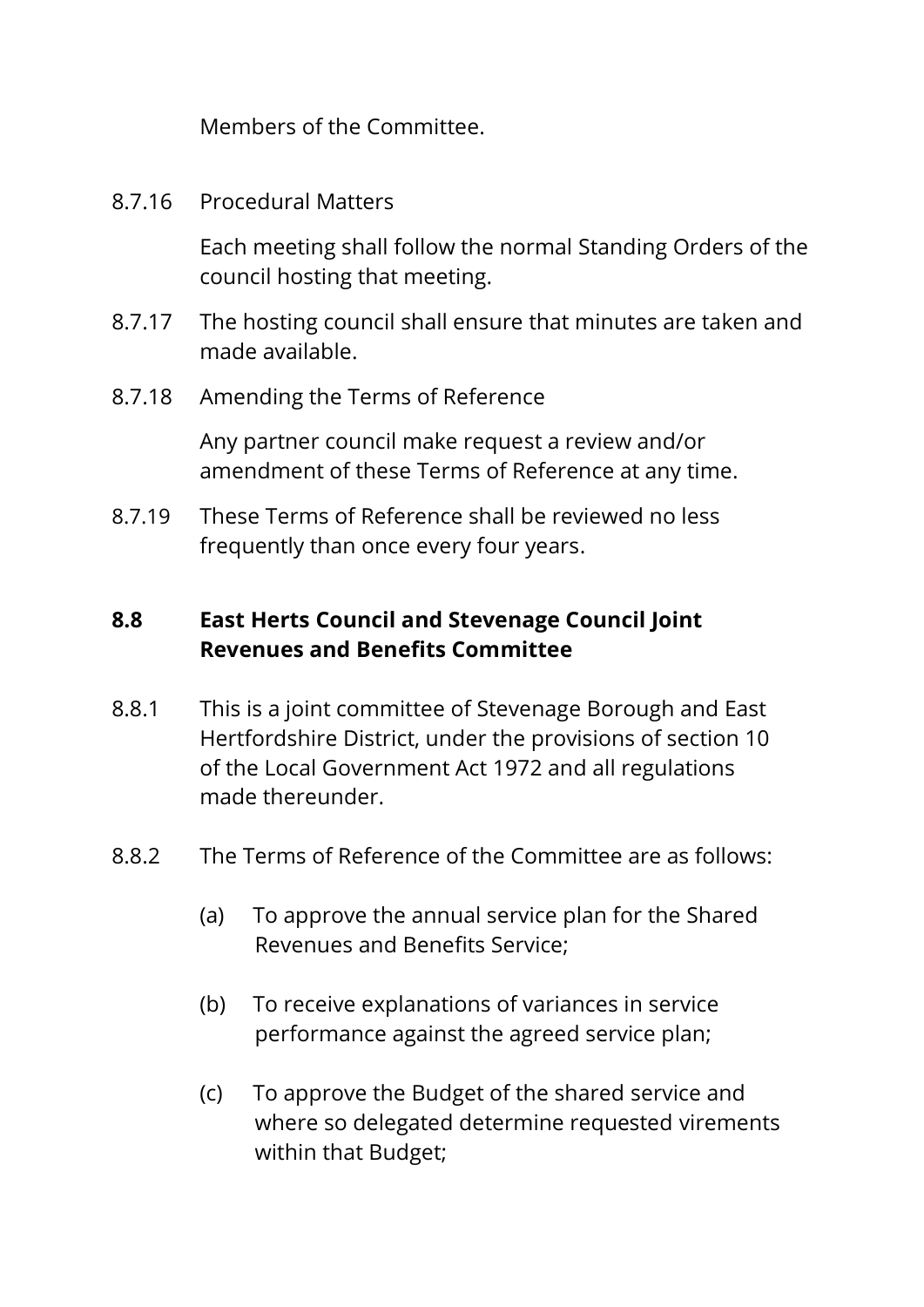Members of the Committee.

8.7.16 Procedural Matters

Each meeting shall follow the normal Standing Orders of the council hosting that meeting.

8.7.17 The hosting council shall ensure that minutes are taken and made available.

8.7.18 Amending the Terms of Reference

Any partner council make request a review and/or amendment of these Terms of Reference at any time.

8.7.19 These Terms of Reference shall be reviewed no less frequently than once every four years.

## 8.8 East Herts Council and Stevenage Council Joint Revenues and Benefits Committee

8.8.1 This is a joint committee of Stevenage Borough and East Hertfordshire District, under the provisions of section 10 of the Local Government Act 1972 and all regulations made thereunder.

8.8.2 The Terms of Reference of the Committee are as follows:

(a) To approve the annual service plan for the Shared Revenues and Benefits Service;

(b) To receive explanations of variances in service performance against the agreed service plan;

(c) To approve the Budget of the shared service and where so delegated determine requested virements within that Budget;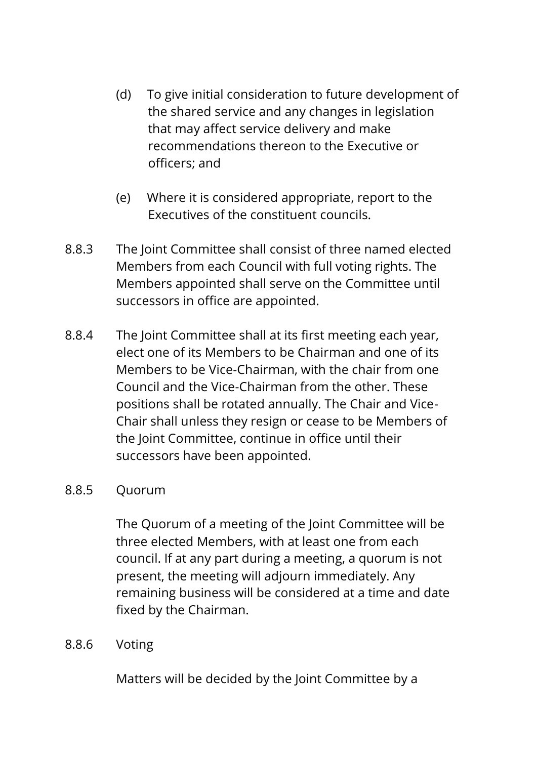(d) To give initial consideration to future development of the shared service and any changes in legislation that may affect service delivery and make recommendations thereon to the Executive or officers; and

(e) Where it is considered appropriate, report to the Executives of the constituent councils.

8.8.3 The Joint Committee shall consist of three named elected Members from each Council with full voting rights. The Members appointed shall serve on the Committee until successors in office are appointed.

8.8.4 The Joint Committee shall at its first meeting each year, elect one of its Members to be Chairman and one of its Members to be Vice-Chairman, with the chair from one Council and the Vice-Chairman from the other. These positions shall be rotated annually. The Chair and Vice-Chair shall unless they resign or cease to be Members of the Joint Committee, continue in office until their successors have been appointed.

8.8.5 Quorum

The Quorum of a meeting of the Joint Committee will be three elected Members, with at least one from each council. If at any part during a meeting, a quorum is not present, the meeting will adjourn immediately. Any remaining business will be considered at a time and date fixed by the Chairman.

8.8.6 Voting

Matters will be decided by the Joint Committee by a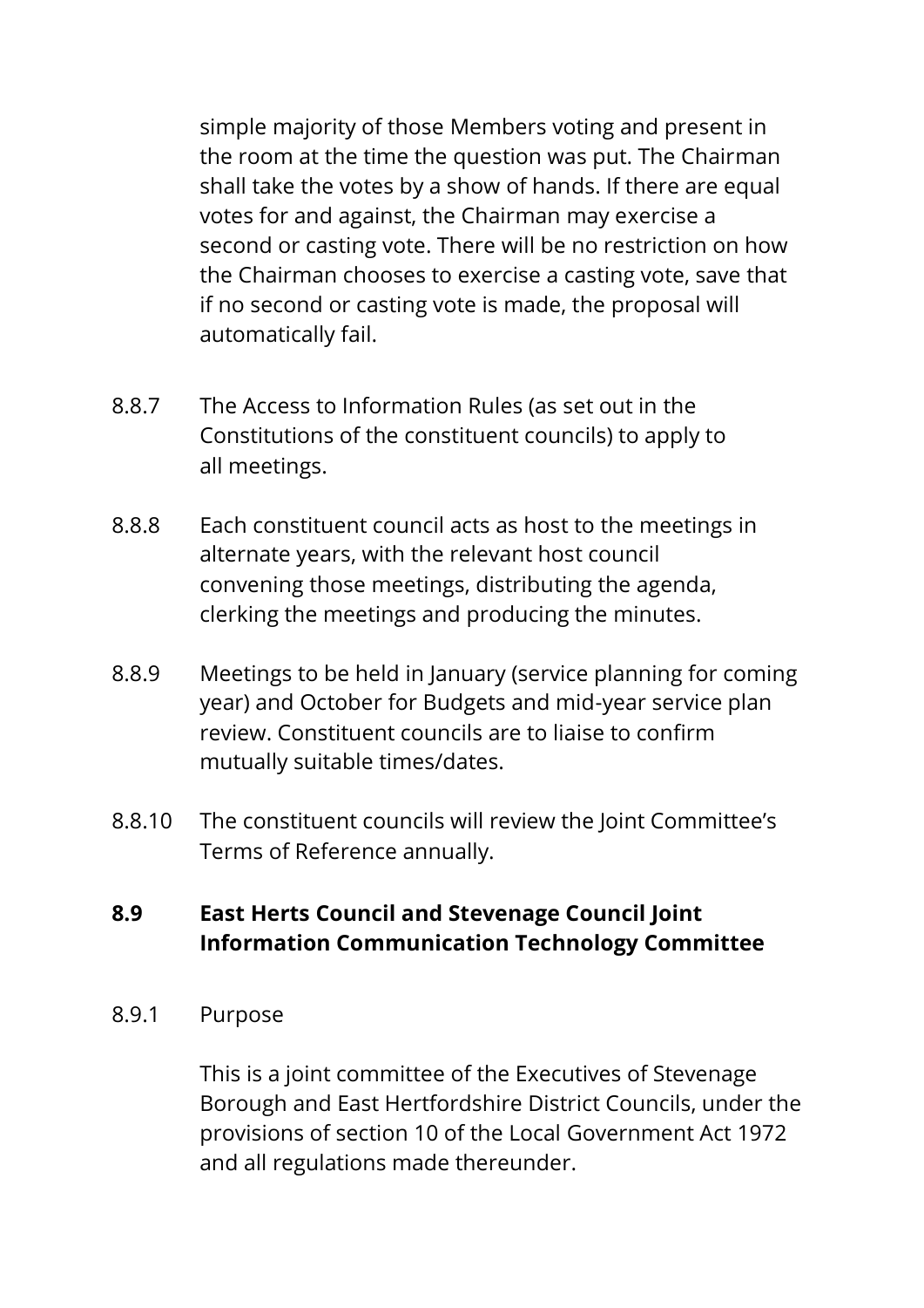simple majority of those Members voting and present in the room at the time the question was put. The Chairman shall take the votes by a show of hands. If there are equal votes for and against, the Chairman may exercise a second or casting vote. There will be no restriction on how the Chairman chooses to exercise a casting vote, save that if no second or casting vote is made, the proposal will automatically fail.

8.8.7 The Access to Information Rules (as set out in the Constitutions of the constituent councils) to apply to all meetings.

8.8.8 Each constituent council acts as host to the meetings in alternate years, with the relevant host council convening those meetings, distributing the agenda, clerking the meetings and producing the minutes.

8.8.9 Meetings to be held in January (service planning for coming year) and October for Budgets and mid-year service plan review. Constituent councils are to liaise to confirm mutually suitable times/dates.

8.8.10 The constituent councils will review the Joint Committee's Terms of Reference annually.

## 8.9 East Herts Council and Stevenage Council Joint Information Communication Technology Committee

8.9.1 Purpose

This is a joint committee of the Executives of Stevenage Borough and East Hertfordshire District Councils, under the provisions of section 10 of the Local Government Act 1972 and all regulations made thereunder.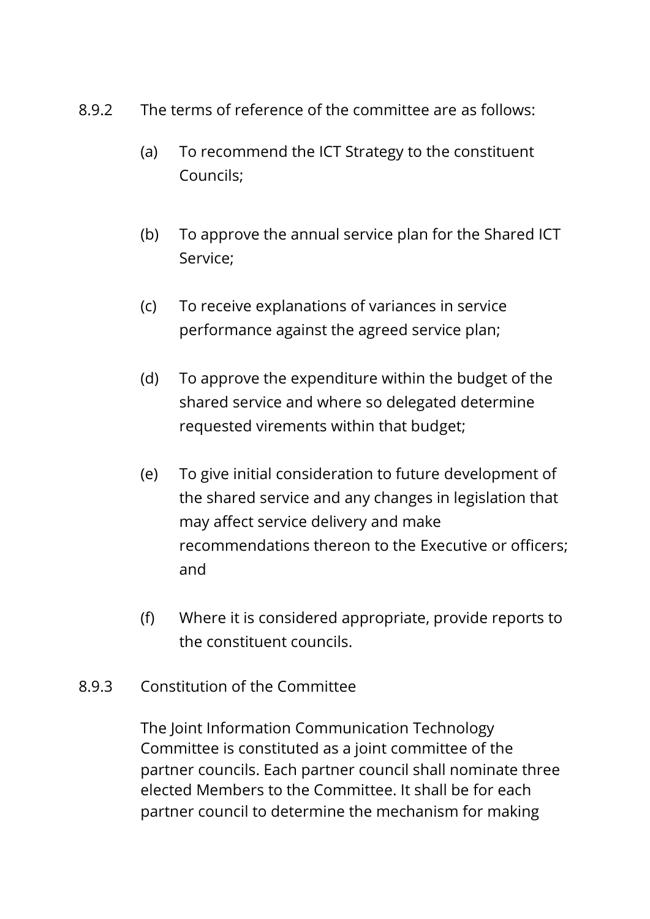8.9.2 The terms of reference of the committee are as follows:

(a) To recommend the ICT Strategy to the constituent Councils;

(b) To approve the annual service plan for the Shared ICT Service;

(c) To receive explanations of variances in service performance against the agreed service plan;

(d) To approve the expenditure within the budget of the shared service and where so delegated determine requested virements within that budget;

(e) To give initial consideration to future development of the shared service and any changes in legislation that may affect service delivery and make recommendations thereon to the Executive or officers; and

(f) Where it is considered appropriate, provide reports to the constituent councils.

8.9.3 Constitution of the Committee

The Joint Information Communication Technology Committee is constituted as a joint committee of the partner councils. Each partner council shall nominate three elected Members to the Committee. It shall be for each partner council to determine the mechanism for making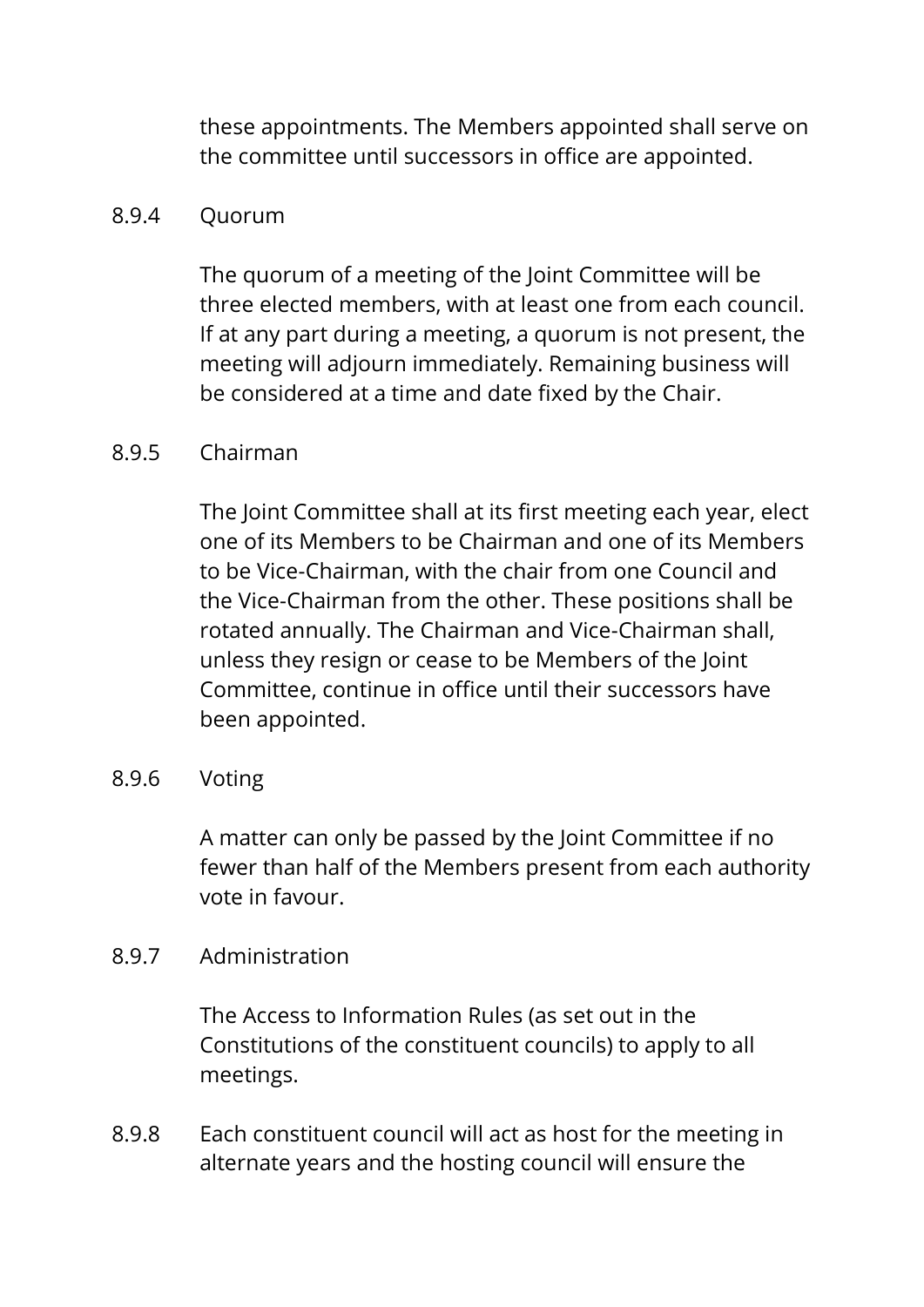these appointments. The Members appointed shall serve on the committee until successors in office are appointed.

8.9.4 Quorum

The quorum of a meeting of the Joint Committee will be three elected members, with at least one from each council. If at any part during a meeting, a quorum is not present, the meeting will adjourn immediately. Remaining business will be considered at a time and date fixed by the Chair.

8.9.5 Chairman

The Joint Committee shall at its first meeting each year, elect one of its Members to be Chairman and one of its Members to be Vice-Chairman, with the chair from one Council and the Vice-Chairman from the other. These positions shall be rotated annually. The Chairman and Vice-Chairman shall, unless they resign or cease to be Members of the Joint Committee, continue in office until their successors have been appointed.

8.9.6 Voting

A matter can only be passed by the Joint Committee if no fewer than half of the Members present from each authority vote in favour.

8.9.7 Administration

The Access to Information Rules (as set out in the Constitutions of the constituent councils) to apply to all meetings.

8.9.8 Each constituent council will act as host for the meeting in alternate years and the hosting council will ensure the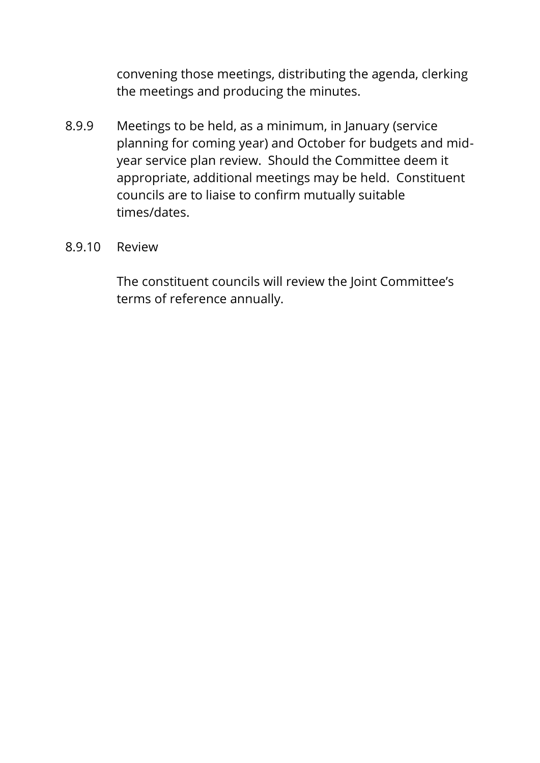convening those meetings, distributing the agenda, clerking the meetings and producing the minutes.

8.9.9 Meetings to be held, as a minimum, in January (service planning for coming year) and October for budgets and mid-year service plan review. Should the Committee deem it appropriate, additional meetings may be held. Constituent councils are to liaise to confirm mutually suitable times/dates.

8.9.10 Review

The constituent councils will review the Joint Committee's terms of reference annually.